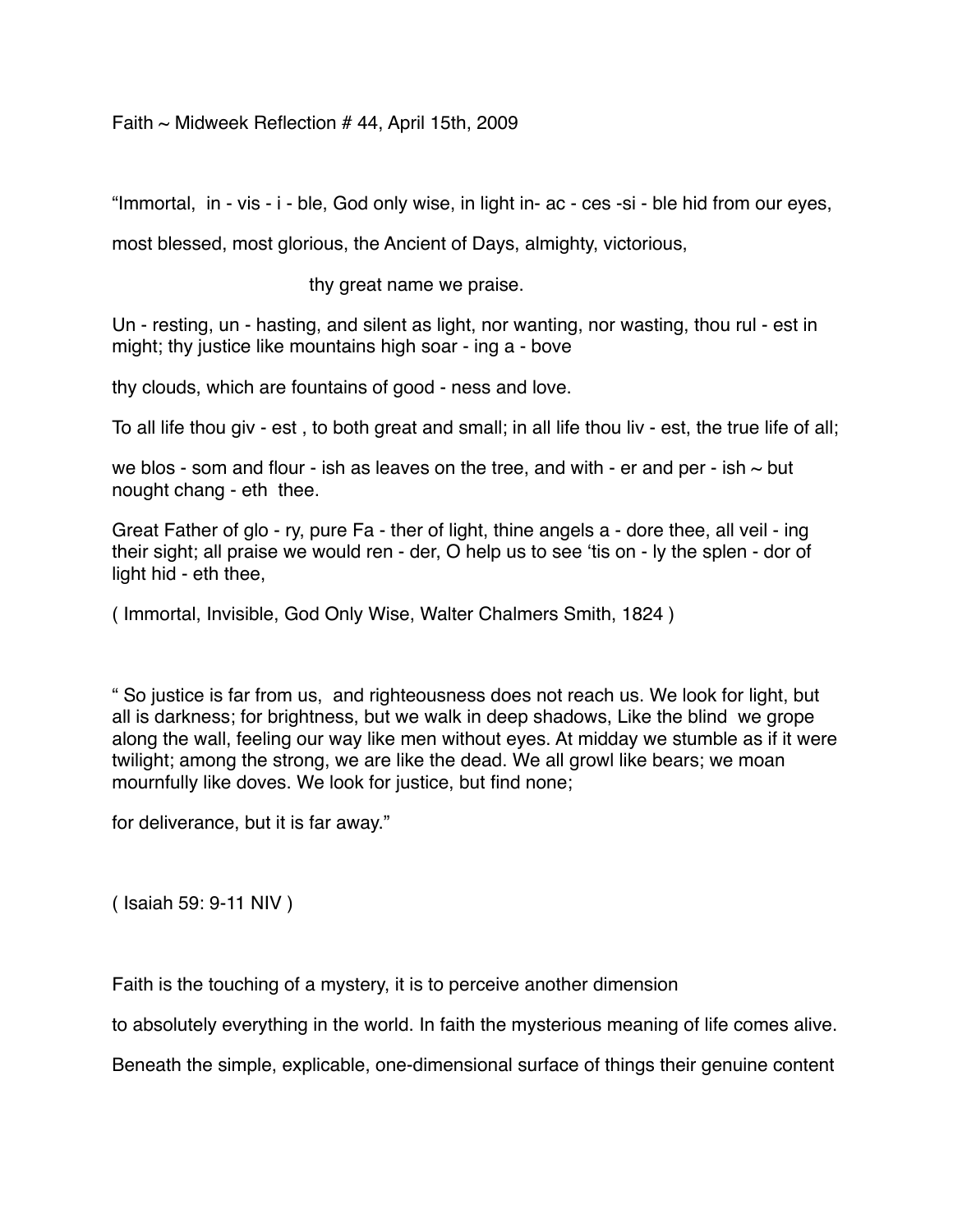Faith ~ Midweek Reflection # 44, April 15th, 2009

“Immortal, in - vis - i - ble, God only wise, in light in- ac - ces -si - ble hid from our eyes,

most blessed, most glorious, the Ancient of Days, almighty, victorious,

thy great name we praise.

Un - resting, un - hasting, and silent as light, nor wanting, nor wasting, thou rul - est in might; thy justice like mountains high soar - ing a - bove

thy clouds, which are fountains of good - ness and love.

To all life thou giv - est , to both great and small; in all life thou liv - est, the true life of all;

we blos - som and flour - ish as leaves on the tree, and with - er and per - ish ~ but nought chang - eth thee.

Great Father of glo - ry, pure Fa - ther of light, thine angels a - dore thee, all veil - ing their sight; all praise we would ren - der, O help us to see ‘tis on - ly the splen - dor of light hid - eth thee,

( Immortal, Invisible, God Only Wise, Walter Chalmers Smith, 1824 )

“ So justice is far from us, and righteousness does not reach us. We look for light, but all is darkness; for brightness, but we walk in deep shadows, Like the blind we grope along the wall, feeling our way like men without eyes. At midday we stumble as if it were twilight; among the strong, we are like the dead. We all growl like bears; we moan mournfully like doves. We look for justice, but find none;

for deliverance, but it is far away.”

( Isaiah 59: 9-11 NIV )

Faith is the touching of a mystery, it is to perceive another dimension

to absolutely everything in the world. In faith the mysterious meaning of life comes alive.

Beneath the simple, explicable, one-dimensional surface of things their genuine content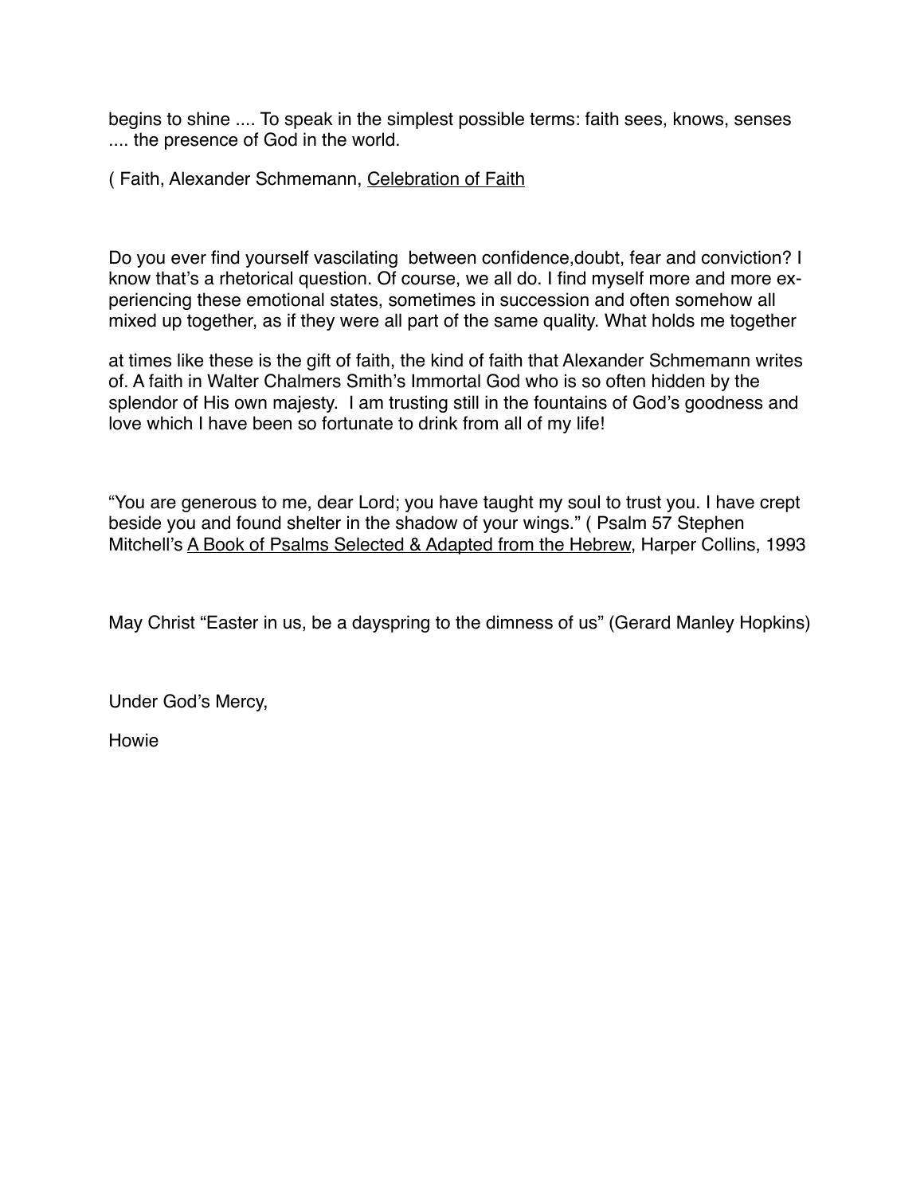begins to shine .... To speak in the simplest possible terms: faith sees, knows, senses .... the presence of God in the world.

( Faith, Alexander Schmemann, Celebration of Faith

Do you ever find yourself vascilating  between confidence,doubt, fear and conviction? I know that's a rhetorical question. Of course, we all do. I find myself more and more experiencing these emotional states, sometimes in succession and often somehow all mixed up together, as if they were all part of the same quality. What holds me together at times like these is the gift of faith, the kind of faith that Alexander Schmemann writes of. A faith in Walter Chalmers Smith's Immortal God who is so often hidden by the splendor of His own majesty.  I am trusting still in the fountains of God's goodness and love which I have been so fortunate to drink from all of my life!

"You are generous to me, dear Lord; you have taught my soul to trust you. I have crept beside you and found shelter in the shadow of your wings." ( Psalm 57 Stephen Mitchell's A Book of Psalms Selected & Adapted from the Hebrew, Harper Collins, 1993

May Christ "Easter in us, be a dayspring to the dimness of us" (Gerard Manley Hopkins)

Under God's Mercy,

Howie